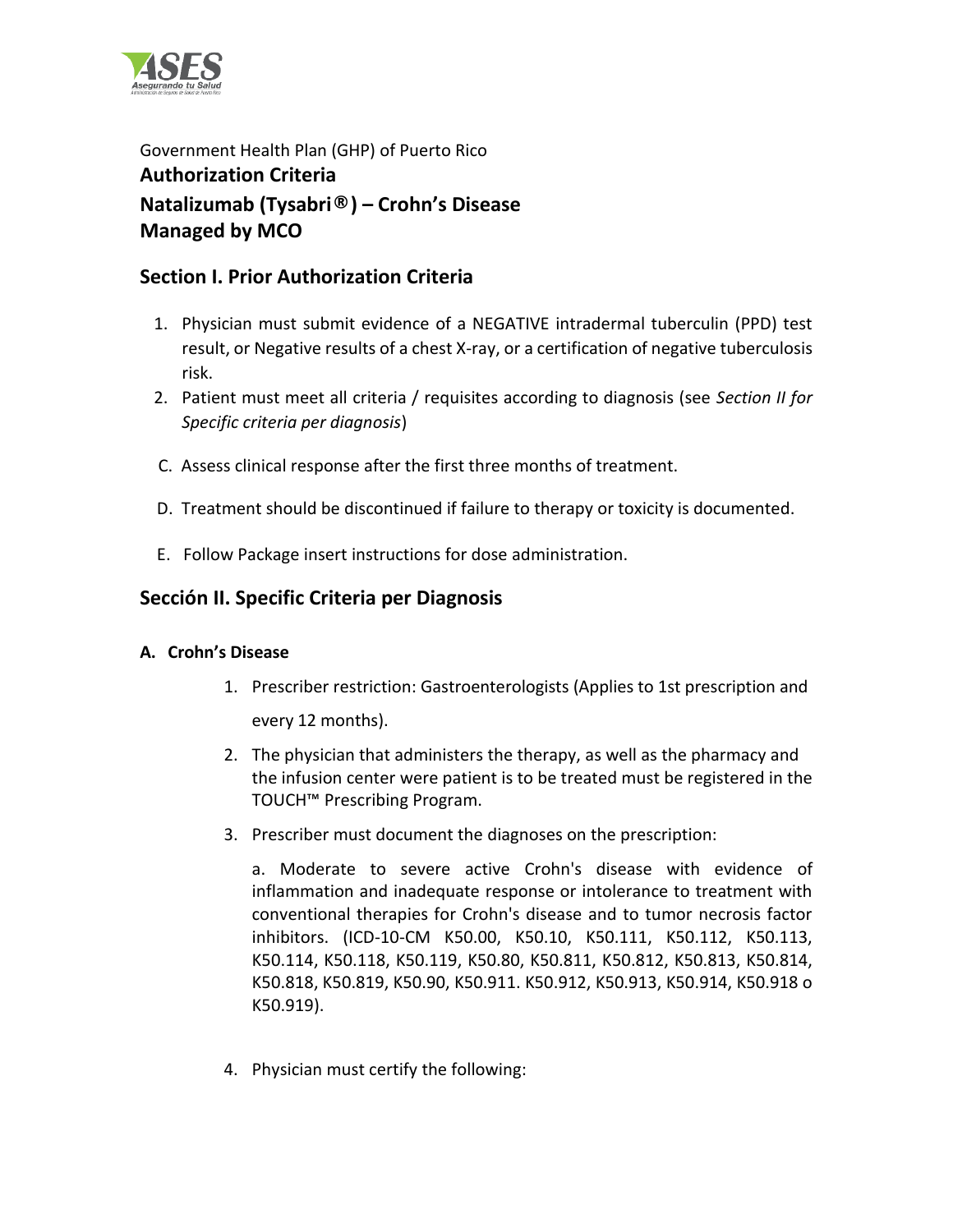Government Health Plan (GHP) of Puerto Rico

**Authorization Criteria**

**Natalizumab (Tysabri®) – Crohn's Disease**

**Managed by MCO**

## Section I. Prior Authorization Criteria

1. Physician must submit evidence of a NEGATIVE intradermal tuberculin (PPD) test result, or Negative results of a chest X-ray, or a certification of negative tuberculosis risk.
2. Patient must meet all criteria / requisites according to diagnosis (see *Section II for Specific criteria per diagnosis*)

C. Assess clinical response after the first three months of treatment.

D. Treatment should be discontinued if failure to therapy or toxicity is documented.

E. Follow Package insert instructions for dose administration.

## Sección II. Specific Criteria per Diagnosis

**A. Crohn's Disease**

1. Prescriber restriction: Gastroenterologists (Applies to 1st prescription and every 12 months).
2. The physician that administers the therapy, as well as the pharmacy and the infusion center were patient is to be treated must be registered in the TOUCH™ Prescribing Program.
3. Prescriber must document the diagnoses on the prescription:

   a. Moderate to severe active Crohn's disease with evidence of inflammation and inadequate response or intolerance to treatment with conventional therapies for Crohn's disease and to tumor necrosis factor inhibitors. (ICD-10-CM K50.00, K50.10, K50.111, K50.112, K50.113, K50.114, K50.118, K50.119, K50.80, K50.811, K50.812, K50.813, K50.814, K50.818, K50.819, K50.90, K50.911. K50.912, K50.913, K50.914, K50.918 o K50.919).

4. Physician must certify the following: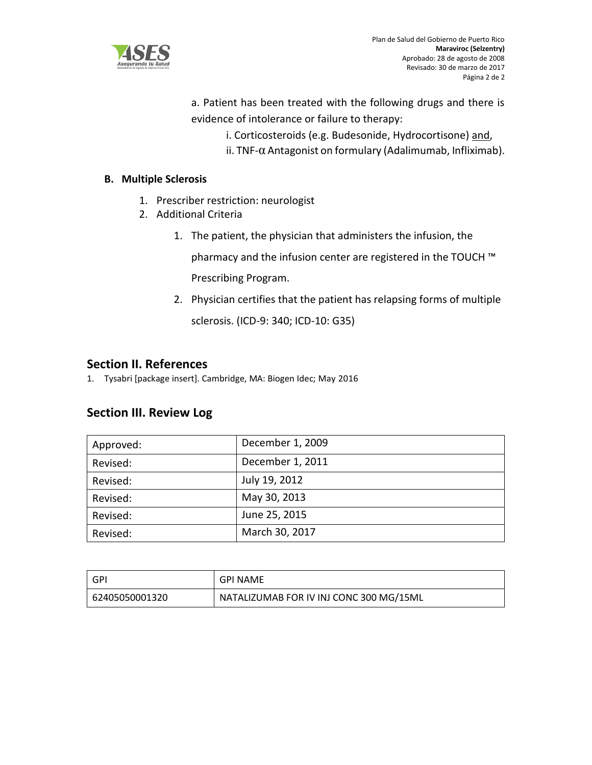a. Patient has been treated with the following drugs and there is evidence of intolerance or failure to therapy:

i. Corticosteroids (e.g. Budesonide, Hydrocortisone) and,

ii. TNF-α Antagonist on formulary (Adalimumab, Infliximab).

**B. Multiple Sclerosis**

1. Prescriber restriction: neurologist
2. Additional Criteria
   1. The patient, the physician that administers the infusion, the pharmacy and the infusion center are registered in the TOUCH ™ Prescribing Program.
   2. Physician certifies that the patient has relapsing forms of multiple sclerosis. (ICD-9: 340; ICD-10: G35)

## Section II. References

1. Tysabri [package insert]. Cambridge, MA: Biogen Idec; May 2016

## Section III. Review Log

| | |
|---|---|
| Approved: | December 1, 2009 |
| Revised: | December 1, 2011 |
| Revised: | July 19, 2012 |
| Revised: | May 30, 2013 |
| Revised: | June 25, 2015 |
| Revised: | March 30, 2017 |

| GPI | GPI NAME |
|---|---|
| 62405050001320 | NATALIZUMAB FOR IV INJ CONC 300 MG/15ML |